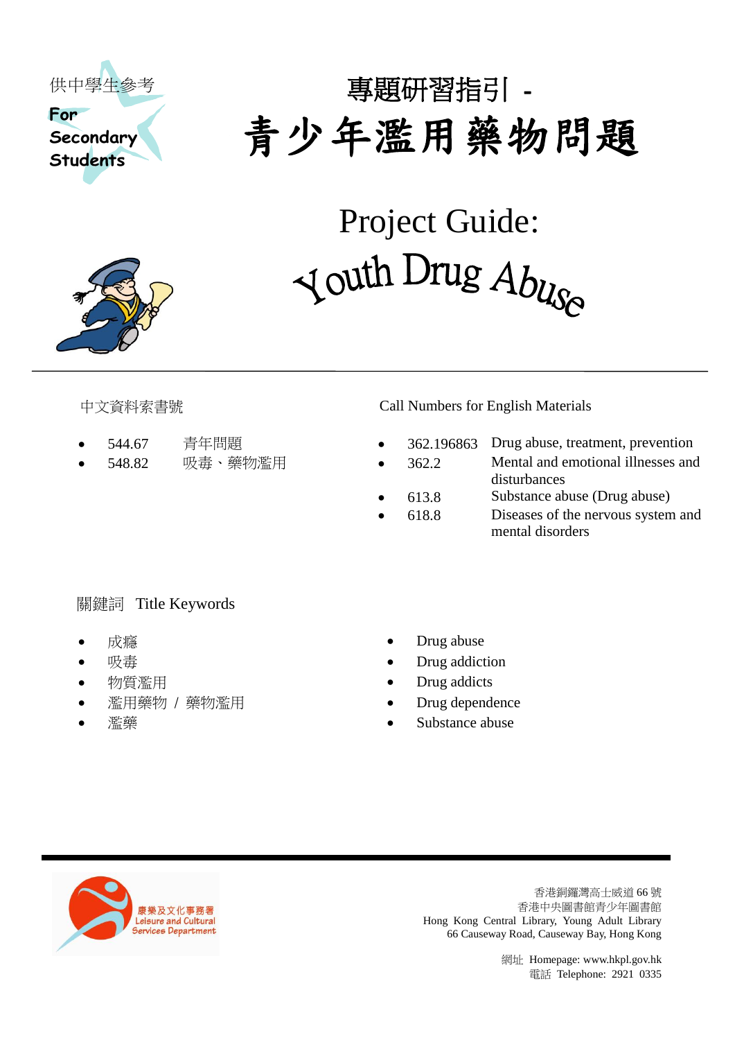供中學生參考

For Secondary Students

# 專題研習指引 - 青少年濫用藥物問題

# Project Guide: Youth Drug Abuse

中文資料索書號

- 544.67　青年問題
- 548.82　吸毒、藥物濫用

Call Numbers for English Materials

- 362.196863　Drug abuse, treatment, prevention
- 362.2　Mental and emotional illnesses and disturbances
- 613.8　Substance abuse (Drug abuse)
- 618.8　Diseases of the nervous system and mental disorders

關鍵詞　Title Keywords

- 成癮
- 吸毒
- 物質濫用
- 濫用藥物 / 藥物濫用
- 濫藥

- Drug abuse
- Drug addiction
- Drug addicts
- Drug dependence
- Substance abuse

康樂及文化事務署 Leisure and Cultural Services Department

香港銅鑼灣高士威道 66 號
香港中央圖書館青少年圖書館
Hong Kong Central Library, Young Adult Library
66 Causeway Road, Causeway Bay, Hong Kong

網址 Homepage: www.hkpl.gov.hk
電話 Telephone: 2921 0335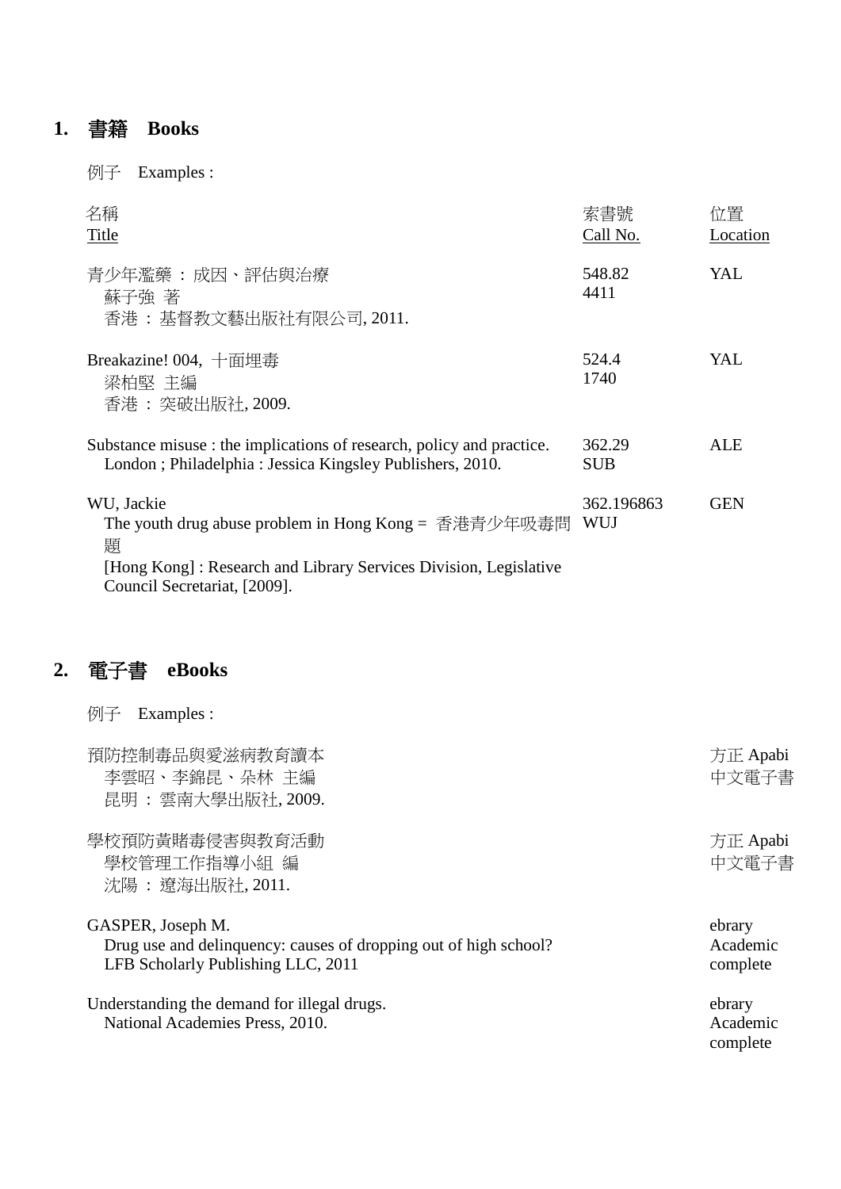## 1. 書籍 Books

例子 Examples :

| 名稱<br>Title | 索書號<br>Call No. | 位置<br>Location |
|---|---|---|
| 青少年濫藥 : 成因、評估與治療<br>蘇子強 著<br>香港 : 基督教文藝出版社有限公司, 2011. | 548.82<br>4411 | YAL |
| Breakazine! 004, 十面埋毒<br>梁柏堅 主編<br>香港 : 突破出版社, 2009. | 524.4<br>1740 | YAL |
| Substance misuse : the implications of research, policy and practice.<br>London ; Philadelphia : Jessica Kingsley Publishers, 2010. | 362.29<br>SUB | ALE |
| WU, Jackie<br>The youth drug abuse problem in Hong Kong = 香港青少年吸毒問題<br>[Hong Kong] : Research and Library Services Division, Legislative Council Secretariat, [2009]. | 362.196863<br>WUJ | GEN |

## 2. 電子書 eBooks

例子 Examples :

| Title | Source |
|---|---|
| 預防控制毒品與愛滋病教育讀本<br>李雲昭、李錦昆、朵林 主編<br>昆明 : 雲南大學出版社, 2009. | 方正 Apabi 中文電子書 |
| 學校預防黃賭毒侵害與教育活動<br>學校管理工作指導小組 編<br>沈陽 : 遼海出版社, 2011. | 方正 Apabi 中文電子書 |
| GASPER, Joseph M.<br>Drug use and delinquency: causes of dropping out of high school?<br>LFB Scholarly Publishing LLC, 2011 | ebrary Academic complete |
| Understanding the demand for illegal drugs.<br>National Academies Press, 2010. | ebrary Academic complete |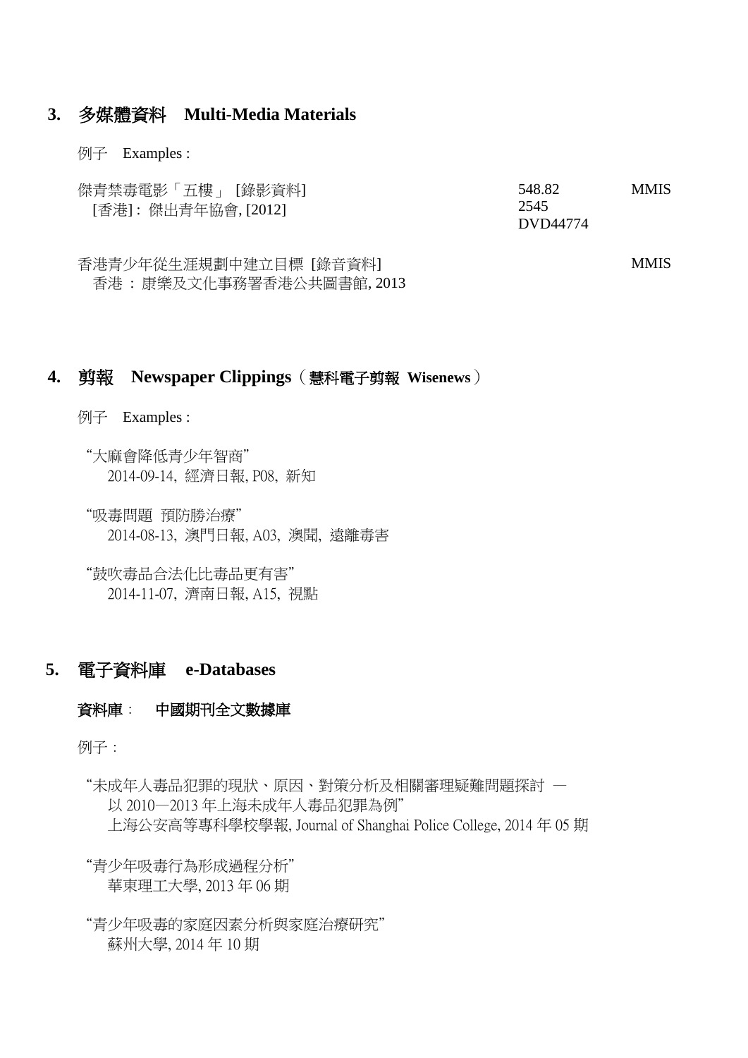## 3. 多媒體資料 Multi-Media Materials

例子 Examples :

| | | |
|---|---|---|
| 傑青禁毒電影「五樓」 [錄影資料]<br>[香港] : 傑出青年協會, [2012] | 548.82<br>2545<br>DVD44774 | MMIS |
| 香港青少年從生涯規劃中建立目標 [錄音資料]<br>香港 : 康樂及文化事務署香港公共圖書館, 2013 | | MMIS |

## 4. 剪報 Newspaper Clippings（慧科電子剪報 Wisenews）

例子 Examples :

"大麻會降低青少年智商"
2014-09-14, 經濟日報, P08, 新知

"吸毒問題 預防勝治療"
2014-08-13, 澳門日報, A03, 澳聞, 遠離毒害

"鼓吹毒品合法化比毒品更有害"
2014-11-07, 濟南日報, A15, 視點

## 5. 電子資料庫 e-Databases

### 資料庫 : 中國期刊全文數據庫

例子 :

"未成年人毒品犯罪的現狀、原因、對策分析及相關審理疑難問題探討 —
以 2010—2013 年上海未成年人毒品犯罪為例"
上海公安高等專科學校學報, Journal of Shanghai Police College, 2014 年 05 期

"青少年吸毒行為形成過程分析"
華東理工大學, 2013 年 06 期

"青少年吸毒的家庭因素分析與家庭治療研究"
蘇州大學, 2014 年 10 期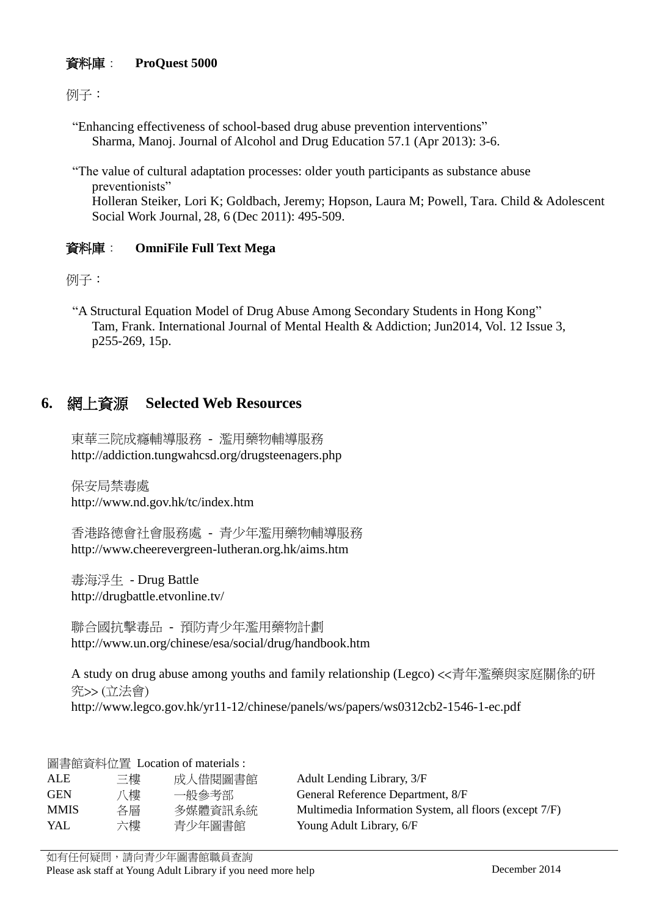**資料庫**： **ProQuest 5000**

例子：

"Enhancing effectiveness of school-based drug abuse prevention interventions"
Sharma, Manoj. Journal of Alcohol and Drug Education 57.1 (Apr 2013): 3-6.

"The value of cultural adaptation processes: older youth participants as substance abuse preventionists"
Holleran Steiker, Lori K; Goldbach, Jeremy; Hopson, Laura M; Powell, Tara. Child & Adolescent Social Work Journal, 28, 6 (Dec 2011): 495-509.

**資料庫**： **OmniFile Full Text Mega**

例子：

"A Structural Equation Model of Drug Abuse Among Secondary Students in Hong Kong"
Tam, Frank. International Journal of Mental Health & Addiction; Jun2014, Vol. 12 Issue 3, p255-269, 15p.

## 6. 網上資源 Selected Web Resources

東華三院成癮輔導服務 - 濫用藥物輔導服務
http://addiction.tungwahcsd.org/drugsteenagers.php

保安局禁毒處
http://www.nd.gov.hk/tc/index.htm

香港路德會社會服務處 - 青少年濫用藥物輔導服務
http://www.cheerevergreen-lutheran.org.hk/aims.htm

毒海浮生 - Drug Battle
http://drugbattle.etvonline.tv/

聯合國抗擊毒品 - 預防青少年濫用藥物計劃
http://www.un.org/chinese/esa/social/drug/handbook.htm

A study on drug abuse among youths and family relationship (Legco) <<青年濫藥與家庭關係的研究>> (立法會)
http://www.legco.gov.hk/yr11-12/chinese/panels/ws/papers/ws0312cb2-1546-1-ec.pdf

圖書館資料位置 Location of materials :

| | | | |
|---|---|---|---|
| ALE | 三樓 | 成人借閱圖書館 | Adult Lending Library, 3/F |
| GEN | 八樓 | 一般參考部 | General Reference Department, 8/F |
| MMIS | 各層 | 多媒體資訊系統 | Multimedia Information System, all floors (except 7/F) |
| YAL | 六樓 | 青少年圖書館 | Young Adult Library, 6/F |

如有任何疑問，請向青少年圖書館職員查詢
Please ask staff at Young Adult Library if you need more help

December 2014